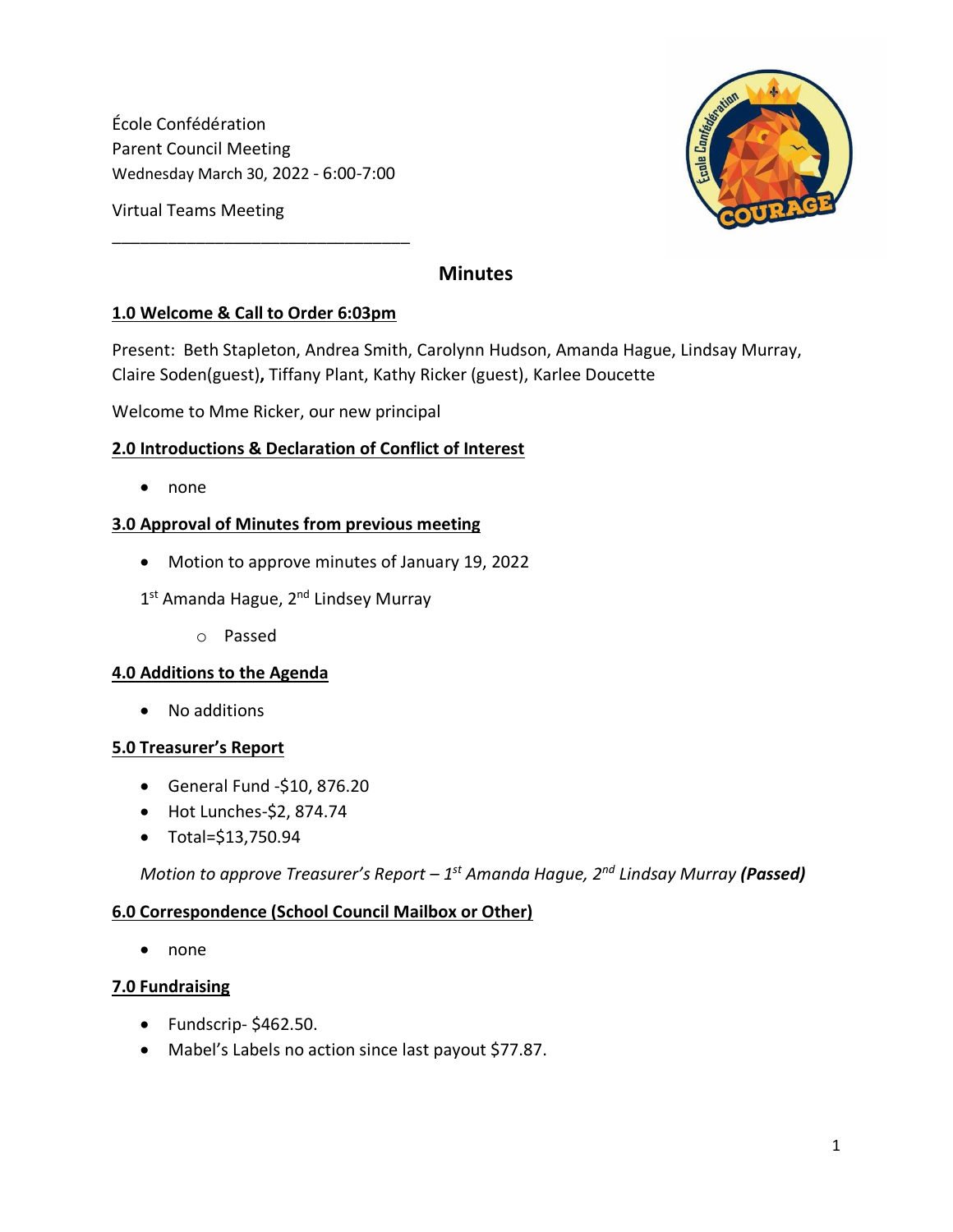École Confédération
Parent Council Meeting
Wednesday March 30, 2022 - 6:00-7:00

Virtual Teams Meeting

________________________________

## Minutes

### 1.0 Welcome & Call to Order 6:03pm

Present: Beth Stapleton, Andrea Smith, Carolynn Hudson, Amanda Hague, Lindsay Murray, Claire Soden(guest)**,** Tiffany Plant, Kathy Ricker (guest), Karlee Doucette

Welcome to Mme Ricker, our new principal

### 2.0 Introductions & Declaration of Conflict of Interest

- none

### 3.0 Approval of Minutes from previous meeting

- Motion to approve minutes of January 19, 2022

1st Amanda Hague, 2nd Lindsey Murray

  - Passed

### 4.0 Additions to the Agenda

- No additions

### 5.0 Treasurer's Report

- General Fund -$10, 876.20
- Hot Lunches-$2, 874.74
- Total=$13,750.94

*Motion to approve Treasurer's Report – 1st Amanda Hague, 2nd Lindsay Murray* ***(Passed)***

### 6.0 Correspondence (School Council Mailbox or Other)

- none

### 7.0 Fundraising

- Fundscrip- $462.50.
- Mabel's Labels no action since last payout $77.87.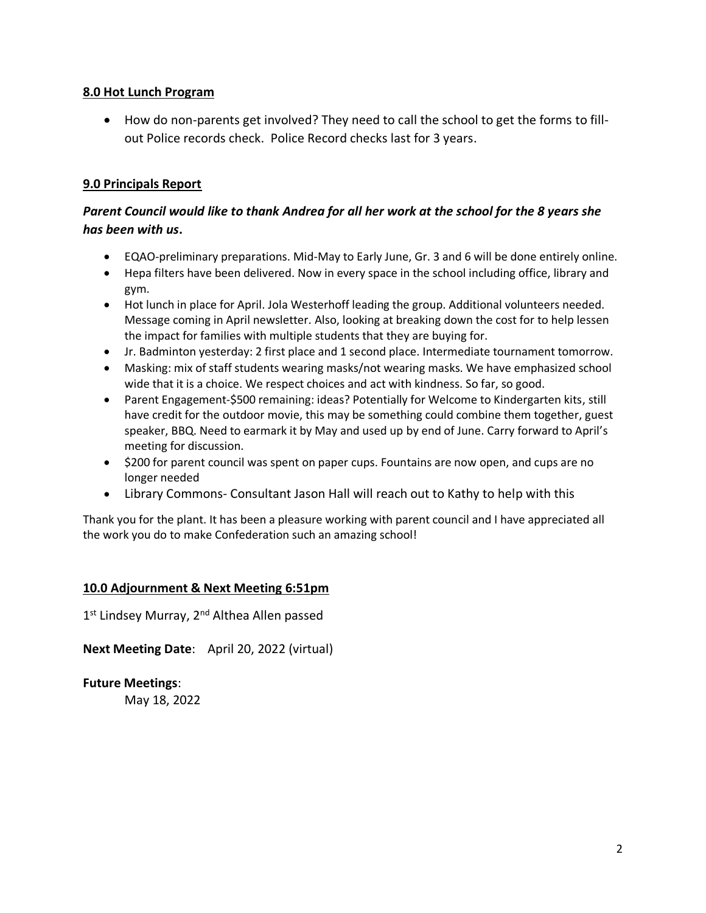## 8.0 Hot Lunch Program

- How do non-parents get involved? They need to call the school to get the forms to fill-out Police records check. Police Record checks last for 3 years.

## 9.0 Principals Report

***Parent Council would like to thank Andrea for all her work at the school for the 8 years she has been with us.***

- EQAO-preliminary preparations. Mid-May to Early June, Gr. 3 and 6 will be done entirely online.
- Hepa filters have been delivered. Now in every space in the school including office, library and gym.
- Hot lunch in place for April. Jola Westerhoff leading the group. Additional volunteers needed. Message coming in April newsletter. Also, looking at breaking down the cost for to help lessen the impact for families with multiple students that they are buying for.
- Jr. Badminton yesterday: 2 first place and 1 second place. Intermediate tournament tomorrow.
- Masking: mix of staff students wearing masks/not wearing masks. We have emphasized school wide that it is a choice. We respect choices and act with kindness. So far, so good.
- Parent Engagement-$500 remaining: ideas? Potentially for Welcome to Kindergarten kits, still have credit for the outdoor movie, this may be something could combine them together, guest speaker, BBQ. Need to earmark it by May and used up by end of June. Carry forward to April's meeting for discussion.
- $200 for parent council was spent on paper cups. Fountains are now open, and cups are no longer needed
- Library Commons- Consultant Jason Hall will reach out to Kathy to help with this

Thank you for the plant. It has been a pleasure working with parent council and I have appreciated all the work you do to make Confederation such an amazing school!

## 10.0 Adjournment & Next Meeting 6:51pm

1st Lindsey Murray, 2nd Althea Allen passed

**Next Meeting Date**: April 20, 2022 (virtual)

**Future Meetings**:

May 18, 2022